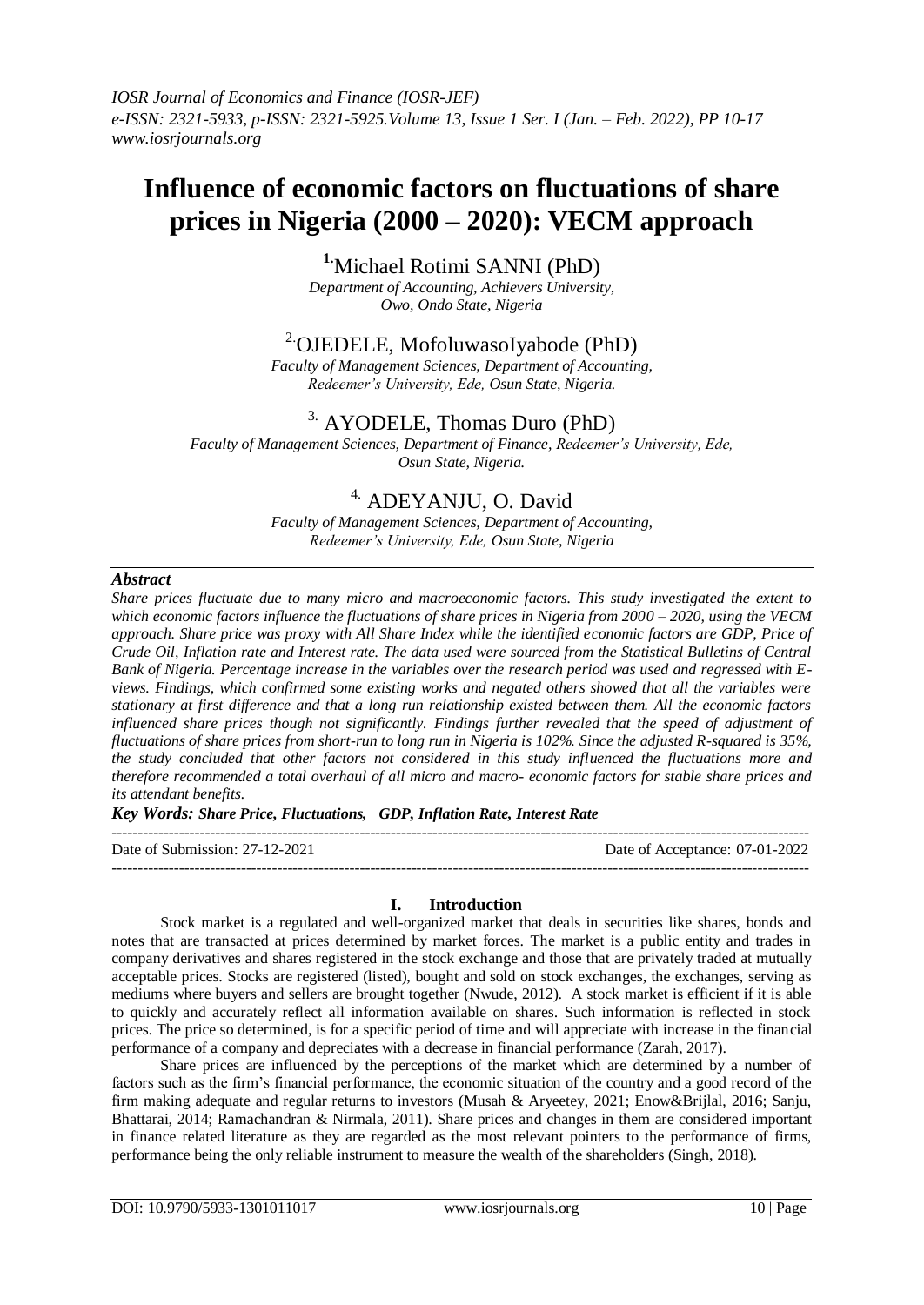# Influence of economic factors on fluctuations of share prices in Nigeria (2000 – 2020): VECM approach

[1.]Michael Rotimi SANNI (PhD)

*Department of Accounting, Achievers University, Owo, Ondo State, Nigeria*

[2.]OJEDELE, MofoluwasoIyabode (PhD)

*Faculty of Management Sciences, Department of Accounting, Redeemer's University, Ede, Osun State, Nigeria.*

[3.] AYODELE, Thomas Duro (PhD)

*Faculty of Management Sciences, Department of Finance, Redeemer's University, Ede, Osun State, Nigeria.*

[4.] ADEYANJU, O. David

*Faculty of Management Sciences, Department of Accounting, Redeemer's University, Ede, Osun State, Nigeria*

### *Abstract*

*Share prices fluctuate due to many micro and macroeconomic factors. This study investigated the extent to which economic factors influence the fluctuations of share prices in Nigeria from 2000 – 2020, using the VECM approach. Share price was proxy with All Share Index while the identified economic factors are GDP, Price of Crude Oil, Inflation rate and Interest rate. The data used were sourced from the Statistical Bulletins of Central Bank of Nigeria. Percentage increase in the variables over the research period was used and regressed with E-views. Findings, which confirmed some existing works and negated others showed that all the variables were stationary at first difference and that a long run relationship existed between them. All the economic factors influenced share prices though not significantly. Findings further revealed that the speed of adjustment of fluctuations of share prices from short-run to long run in Nigeria is 102%. Since the adjusted R-squared is 35%, the study concluded that other factors not considered in this study influenced the fluctuations more and therefore recommended a total overhaul of all micro and macro- economic factors for stable share prices and its attendant benefits.*

***Key Words: Share Price, Fluctuations, GDP, Inflation Rate, Interest Rate***

---

Date of Submission: 27-12-2021 Date of Acceptance: 07-01-2022

---

## I. Introduction

Stock market is a regulated and well-organized market that deals in securities like shares, bonds and notes that are transacted at prices determined by market forces. The market is a public entity and trades in company derivatives and shares registered in the stock exchange and those that are privately traded at mutually acceptable prices. Stocks are registered (listed), bought and sold on stock exchanges, the exchanges, serving as mediums where buyers and sellers are brought together (Nwude, 2012). A stock market is efficient if it is able to quickly and accurately reflect all information available on shares. Such information is reflected in stock prices. The price so determined, is for a specific period of time and will appreciate with increase in the financial performance of a company and depreciates with a decrease in financial performance (Zarah, 2017).

Share prices are influenced by the perceptions of the market which are determined by a number of factors such as the firm's financial performance, the economic situation of the country and a good record of the firm making adequate and regular returns to investors (Musah & Aryeetey, 2021; Enow&Brijlal, 2016; Sanju, Bhattarai, 2014; Ramachandran & Nirmala, 2011). Share prices and changes in them are considered important in finance related literature as they are regarded as the most relevant pointers to the performance of firms, performance being the only reliable instrument to measure the wealth of the shareholders (Singh, 2018).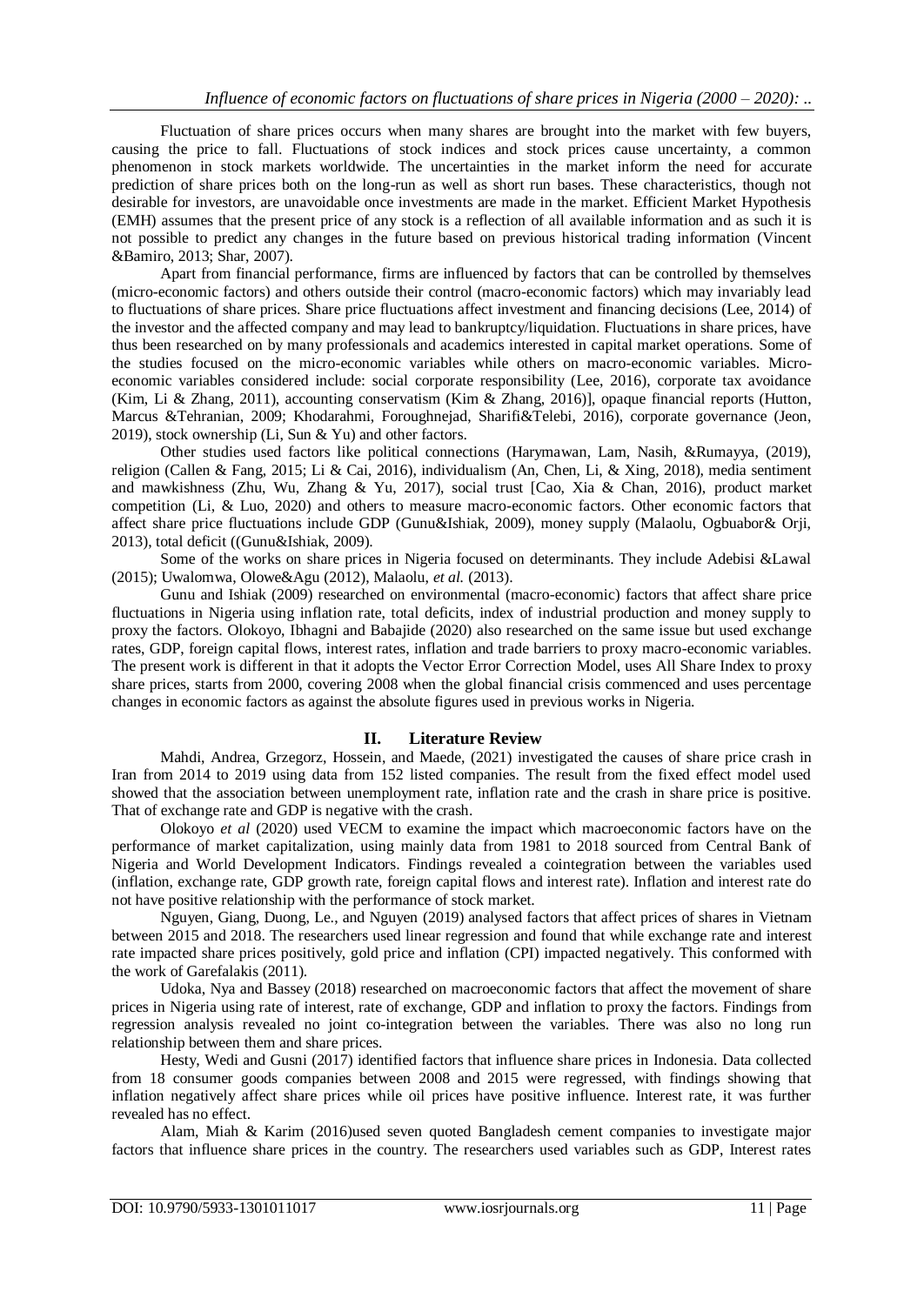Fluctuation of share prices occurs when many shares are brought into the market with few buyers, causing the price to fall. Fluctuations of stock indices and stock prices cause uncertainty, a common phenomenon in stock markets worldwide. The uncertainties in the market inform the need for accurate prediction of share prices both on the long-run as well as short run bases. These characteristics, though not desirable for investors, are unavoidable once investments are made in the market. Efficient Market Hypothesis (EMH) assumes that the present price of any stock is a reflection of all available information and as such it is not possible to predict any changes in the future based on previous historical trading information (Vincent &Bamiro, 2013; Shar, 2007).

Apart from financial performance, firms are influenced by factors that can be controlled by themselves (micro-economic factors) and others outside their control (macro-economic factors) which may invariably lead to fluctuations of share prices. Share price fluctuations affect investment and financing decisions (Lee, 2014) of the investor and the affected company and may lead to bankruptcy/liquidation. Fluctuations in share prices, have thus been researched on by many professionals and academics interested in capital market operations. Some of the studies focused on the micro-economic variables while others on macro-economic variables. Micro-economic variables considered include: social corporate responsibility (Lee, 2016), corporate tax avoidance (Kim, Li & Zhang, 2011), accounting conservatism (Kim & Zhang, 2016)], opaque financial reports (Hutton, Marcus &Tehranian, 2009; Khodarahmi, Foroughnejad, Sharifi&Telebi, 2016), corporate governance (Jeon, 2019), stock ownership (Li, Sun & Yu) and other factors.

Other studies used factors like political connections (Harymawan, Lam, Nasih, &Rumayya, (2019), religion (Callen & Fang, 2015; Li & Cai, 2016), individualism (An, Chen, Li, & Xing, 2018), media sentiment and mawkishness (Zhu, Wu, Zhang & Yu, 2017), social trust [Cao, Xia & Chan, 2016), product market competition (Li, & Luo, 2020) and others to measure macro-economic factors. Other economic factors that affect share price fluctuations include GDP (Gunu&Ishiak, 2009), money supply (Malaolu, Ogbuabor& Orji, 2013), total deficit ((Gunu&Ishiak, 2009).

Some of the works on share prices in Nigeria focused on determinants. They include Adebisi &Lawal (2015); Uwalomwa, Olowe&Agu (2012), Malaolu, *et al.* (2013).

Gunu and Ishiak (2009) researched on environmental (macro-economic) factors that affect share price fluctuations in Nigeria using inflation rate, total deficits, index of industrial production and money supply to proxy the factors. Olokoyo, Ibhagni and Babajide (2020) also researched on the same issue but used exchange rates, GDP, foreign capital flows, interest rates, inflation and trade barriers to proxy macro-economic variables. The present work is different in that it adopts the Vector Error Correction Model, uses All Share Index to proxy share prices, starts from 2000, covering 2008 when the global financial crisis commenced and uses percentage changes in economic factors as against the absolute figures used in previous works in Nigeria.

## II. Literature Review

Mahdi, Andrea, Grzegorz, Hossein, and Maede, (2021) investigated the causes of share price crash in Iran from 2014 to 2019 using data from 152 listed companies. The result from the fixed effect model used showed that the association between unemployment rate, inflation rate and the crash in share price is positive. That of exchange rate and GDP is negative with the crash.

Olokoyo *et al* (2020) used VECM to examine the impact which macroeconomic factors have on the performance of market capitalization, using mainly data from 1981 to 2018 sourced from Central Bank of Nigeria and World Development Indicators. Findings revealed a cointegration between the variables used (inflation, exchange rate, GDP growth rate, foreign capital flows and interest rate). Inflation and interest rate do not have positive relationship with the performance of stock market.

Nguyen, Giang, Duong, Le., and Nguyen (2019) analysed factors that affect prices of shares in Vietnam between 2015 and 2018. The researchers used linear regression and found that while exchange rate and interest rate impacted share prices positively, gold price and inflation (CPI) impacted negatively. This conformed with the work of Garefalakis (2011).

Udoka, Nya and Bassey (2018) researched on macroeconomic factors that affect the movement of share prices in Nigeria using rate of interest, rate of exchange, GDP and inflation to proxy the factors. Findings from regression analysis revealed no joint co-integration between the variables. There was also no long run relationship between them and share prices.

Hesty, Wedi and Gusni (2017) identified factors that influence share prices in Indonesia. Data collected from 18 consumer goods companies between 2008 and 2015 were regressed, with findings showing that inflation negatively affect share prices while oil prices have positive influence. Interest rate, it was further revealed has no effect.

Alam, Miah & Karim (2016)used seven quoted Bangladesh cement companies to investigate major factors that influence share prices in the country. The researchers used variables such as GDP, Interest rates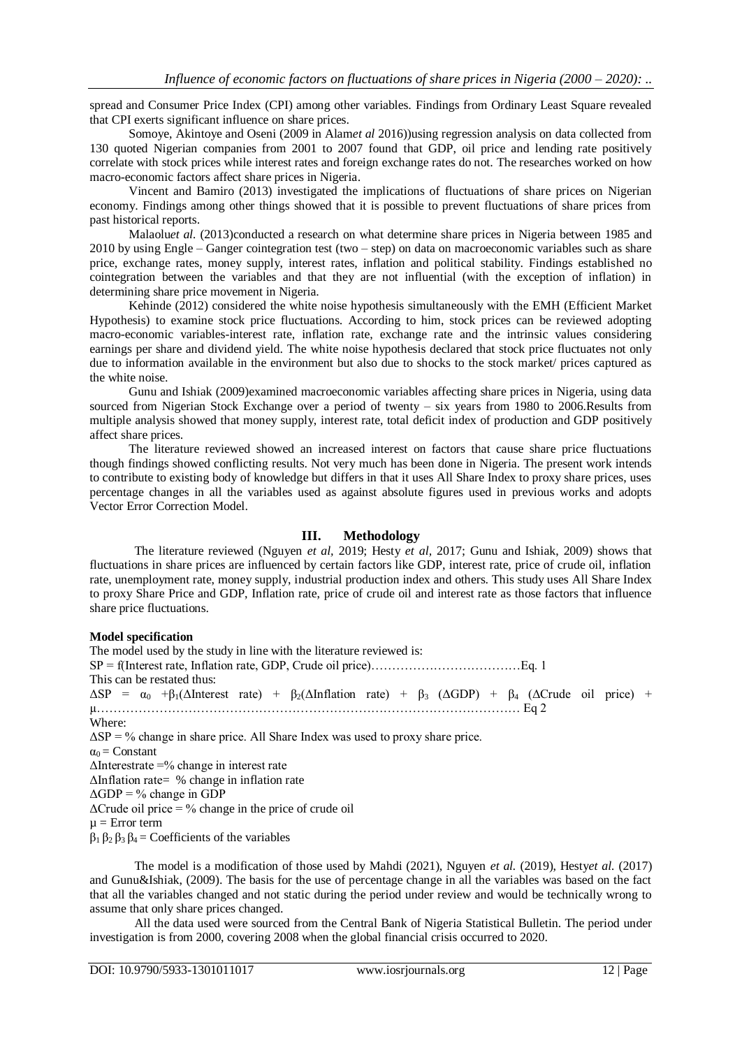spread and Consumer Price Index (CPI) among other variables. Findings from Ordinary Least Square revealed that CPI exerts significant influence on share prices.

Somoye, Akintoye and Oseni (2009 in Alam*et al* 2016))using regression analysis on data collected from 130 quoted Nigerian companies from 2001 to 2007 found that GDP, oil price and lending rate positively correlate with stock prices while interest rates and foreign exchange rates do not. The researches worked on how macro-economic factors affect share prices in Nigeria.

Vincent and Bamiro (2013) investigated the implications of fluctuations of share prices on Nigerian economy. Findings among other things showed that it is possible to prevent fluctuations of share prices from past historical reports.

Malaolu*et al.* (2013)conducted a research on what determine share prices in Nigeria between 1985 and 2010 by using Engle – Ganger cointegration test (two – step) on data on macroeconomic variables such as share price, exchange rates, money supply, interest rates, inflation and political stability. Findings established no cointegration between the variables and that they are not influential (with the exception of inflation) in determining share price movement in Nigeria.

Kehinde (2012) considered the white noise hypothesis simultaneously with the EMH (Efficient Market Hypothesis) to examine stock price fluctuations. According to him, stock prices can be reviewed adopting macro-economic variables-interest rate, inflation rate, exchange rate and the intrinsic values considering earnings per share and dividend yield. The white noise hypothesis declared that stock price fluctuates not only due to information available in the environment but also due to shocks to the stock market/ prices captured as the white noise.

Gunu and Ishiak (2009)examined macroeconomic variables affecting share prices in Nigeria, using data sourced from Nigerian Stock Exchange over a period of twenty – six years from 1980 to 2006.Results from multiple analysis showed that money supply, interest rate, total deficit index of production and GDP positively affect share prices.

The literature reviewed showed an increased interest on factors that cause share price fluctuations though findings showed conflicting results. Not very much has been done in Nigeria. The present work intends to contribute to existing body of knowledge but differs in that it uses All Share Index to proxy share prices, uses percentage changes in all the variables used as against absolute figures used in previous works and adopts Vector Error Correction Model.

## III. Methodology

The literature reviewed (Nguyen *et al*, 2019; Hesty *et al*, 2017; Gunu and Ishiak, 2009) shows that fluctuations in share prices are influenced by certain factors like GDP, interest rate, price of crude oil, inflation rate, unemployment rate, money supply, industrial production index and others. This study uses All Share Index to proxy Share Price and GDP, Inflation rate, price of crude oil and interest rate as those factors that influence share price fluctuations.

**Model specification**

The model used by the study in line with the literature reviewed is:

SP = f(Interest rate, Inflation rate, GDP, Crude oil price)………………………………Eq. 1

This can be restated thus:

$\Delta SP = \alpha_0 + \beta_1(\Delta \text{Interest rate}) + \beta_2(\Delta \text{Inflation rate}) + \beta_3 (\Delta GDP) + \beta_4 (\Delta \text{Crude oil price}) + \mu$………………………………………………………………………………………… Eq 2

Where:

$\Delta SP$ = % change in share price. All Share Index was used to proxy share price.

$\alpha_0$ = Constant

$\Delta$Interestrate =% change in interest rate

$\Delta$Inflation rate= % change in inflation rate

$\Delta GDP$ = % change in GDP

$\Delta$Crude oil price = % change in the price of crude oil

$\mu$ = Error term

$\beta_1 \beta_2 \beta_3 \beta_4$ = Coefficients of the variables

The model is a modification of those used by Mahdi (2021), Nguyen *et al.* (2019), Hesty*et al.* (2017) and Gunu&Ishiak, (2009). The basis for the use of percentage change in all the variables was based on the fact that all the variables changed and not static during the period under review and would be technically wrong to assume that only share prices changed.

All the data used were sourced from the Central Bank of Nigeria Statistical Bulletin. The period under investigation is from 2000, covering 2008 when the global financial crisis occurred to 2020.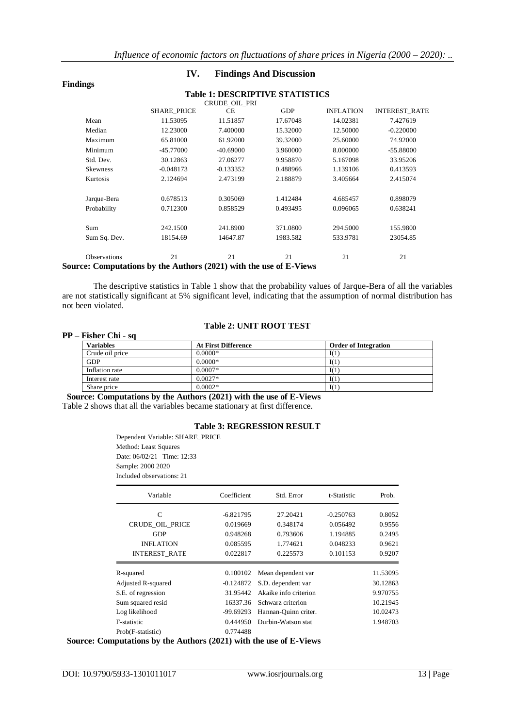## IV. Findings And Discussion

### Findings

**Table 1: DESCRIPTIVE STATISTICS**

| | SHARE_PRICE | CRUDE_OIL_PRICE | GDP | INFLATION | INTEREST_RATE |
|---|---|---|---|---|---|
| Mean | 11.53095 | 11.51857 | 17.67048 | 14.02381 | 7.427619 |
| Median | 12.23000 | 7.400000 | 15.32000 | 12.50000 | -0.220000 |
| Maximum | 65.81000 | 61.92000 | 39.32000 | 25.60000 | 74.92000 |
| Minimum | -45.77000 | -40.69000 | 3.960000 | 8.000000 | -55.88000 |
| Std. Dev. | 30.12863 | 27.06277 | 9.958870 | 5.167098 | 33.95206 |
| Skewness | -0.048173 | -0.133352 | 0.488966 | 1.139106 | 0.413593 |
| Kurtosis | 2.124694 | 2.473199 | 2.188879 | 3.405664 | 2.415074 |
| Jarque-Bera | 0.678513 | 0.305069 | 1.412484 | 4.685457 | 0.898079 |
| Probability | 0.712300 | 0.858529 | 0.493495 | 0.096065 | 0.638241 |
| Sum | 242.1500 | 241.8900 | 371.0800 | 294.5000 | 155.9800 |
| Sum Sq. Dev. | 18154.69 | 14647.87 | 1983.582 | 533.9781 | 23054.85 |
| Observations | 21 | 21 | 21 | 21 | 21 |

**Source: Computations by the Authors (2021) with the use of E-Views**

The descriptive statistics in Table 1 show that the probability values of Jarque-Bera of all the variables are not statistically significant at 5% significant level, indicating that the assumption of normal distribution has not been violated.

**Table 2: UNIT ROOT TEST**

**PP – Fisher Chi - sq**

| Variables | At First Difference | Order of Integration |
|---|---|---|
| Crude oil price | 0.0000* | I(1) |
| GDP | 0.0000* | I(1) |
| Inflation rate | 0.0007* | I(1) |
| Interest rate | 0.0027* | I(1) |
| Share price | 0.0002* | I(1) |

**Source: Computations by the Authors (2021) with the use of E-Views**

Table 2 shows that all the variables became stationary at first difference.

**Table 3: REGRESSION RESULT**

Dependent Variable: SHARE_PRICE
Method: Least Squares
Date: 06/02/21 Time: 12:33
Sample: 2000 2020
Included observations: 21

| Variable | Coefficient | Std. Error | t-Statistic | Prob. |
|---|---|---|---|---|
| C | -6.821795 | 27.20421 | -0.250763 | 0.8052 |
| CRUDE_OIL_PRICE | 0.019669 | 0.348174 | 0.056492 | 0.9556 |
| GDP | 0.948268 | 0.793606 | 1.194885 | 0.2495 |
| INFLATION | 0.085595 | 1.774621 | 0.048233 | 0.9621 |
| INTEREST_RATE | 0.022817 | 0.225573 | 0.101153 | 0.9207 |

| | | | |
|---|---|---|---|
| R-squared | 0.100102 | Mean dependent var | 11.53095 |
| Adjusted R-squared | -0.124872 | S.D. dependent var | 30.12863 |
| S.E. of regression | 31.95442 | Akaike info criterion | 9.970755 |
| Sum squared resid | 16337.36 | Schwarz criterion | 10.21945 |
| Log likelihood | -99.69293 | Hannan-Quinn criter. | 10.02473 |
| F-statistic | 0.444950 | Durbin-Watson stat | 1.948703 |
| Prob(F-statistic) | 0.774488 | | |

**Source: Computations by the Authors (2021) with the use of E-Views**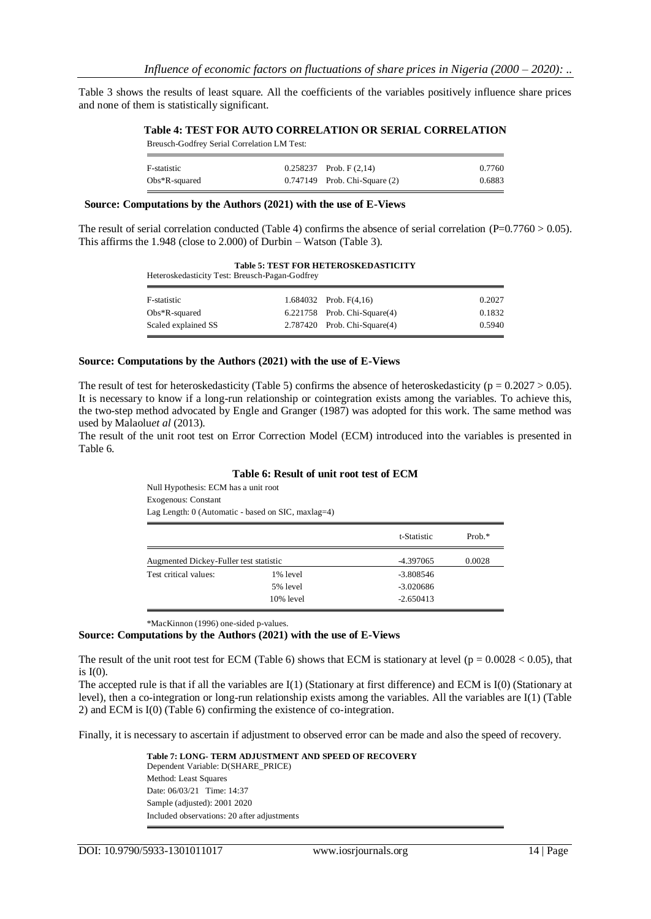Table 3 shows the results of least square. All the coefficients of the variables positively influence share prices and none of them is statistically significant.

**Table 4: TEST FOR AUTO CORRELATION OR SERIAL CORRELATION**

Breusch-Godfrey Serial Correlation LM Test:

| | | | |
|---|---|---|---|
| F-statistic | 0.258237 | Prob. F (2,14) | 0.7760 |
| Obs*R-squared | 0.747149 | Prob. Chi-Square (2) | 0.6883 |

**Source: Computations by the Authors (2021) with the use of E-Views**

The result of serial correlation conducted (Table 4) confirms the absence of serial correlation ($P=0.7760 > 0.05$). This affirms the 1.948 (close to 2.000) of Durbin – Watson (Table 3).

**Table 5: TEST FOR HETEROSKEDASTICITY**

Heteroskedasticity Test: Breusch-Pagan-Godfrey

| | | | |
|---|---|---|---|
| F-statistic | 1.684032 | Prob. F(4,16) | 0.2027 |
| Obs*R-squared | 6.221758 | Prob. Chi-Square(4) | 0.1832 |
| Scaled explained SS | 2.787420 | Prob. Chi-Square(4) | 0.5940 |

**Source: Computations by the Authors (2021) with the use of E-Views**

The result of test for heteroskedasticity (Table 5) confirms the absence of heteroskedasticity ($p = 0.2027 > 0.05$). It is necessary to know if a long-run relationship or cointegration exists among the variables. To achieve this, the two-step method advocated by Engle and Granger (1987) was adopted for this work. The same method was used by Malaolu*et al* (2013).

The result of the unit root test on Error Correction Model (ECM) introduced into the variables is presented in Table 6.

**Table 6: Result of unit root test of ECM**

Null Hypothesis: ECM has a unit root
Exogenous: Constant
Lag Length: 0 (Automatic - based on SIC, maxlag=4)

| | | t-Statistic | Prob.* |
|---|---|---|---|
| Augmented Dickey-Fuller test statistic | | -4.397065 | 0.0028 |
| Test critical values: | 1% level | -3.808546 | |
| | 5% level | -3.020686 | |
| | 10% level | -2.650413 | |

*MacKinnon (1996) one-sided p-values.

**Source: Computations by the Authors (2021) with the use of E-Views**

The result of the unit root test for ECM (Table 6) shows that ECM is stationary at level ($p = 0.0028 < 0.05$), that is I(0).

The accepted rule is that if all the variables are I(1) (Stationary at first difference) and ECM is I(0) (Stationary at level), then a co-integration or long-run relationship exists among the variables. All the variables are I(1) (Table 2) and ECM is I(0) (Table 6) confirming the existence of co-integration.

Finally, it is necessary to ascertain if adjustment to observed error can be made and also the speed of recovery.

**Table 7: LONG- TERM ADJUSTMENT AND SPEED OF RECOVERY**

Dependent Variable: D(SHARE_PRICE)
Method: Least Squares
Date: 06/03/21 Time: 14:37
Sample (adjusted): 2001 2020
Included observations: 20 after adjustments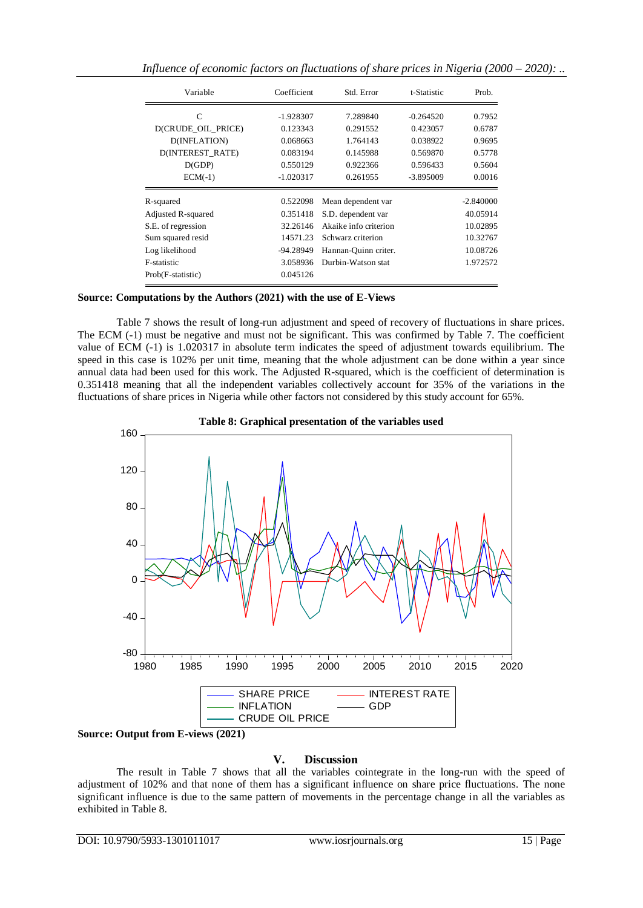| Variable | Coefficient | Std. Error | t-Statistic | Prob. |
|---|---|---|---|---|
| C | -1.928307 | 7.289840 | -0.264520 | 0.7952 |
| D(CRUDE_OIL_PRICE) | 0.123343 | 0.291552 | 0.423057 | 0.6787 |
| D(INFLATION) | 0.068663 | 1.764143 | 0.038922 | 0.9695 |
| D(INTEREST_RATE) | 0.083194 | 0.145988 | 0.569870 | 0.5778 |
| D(GDP) | 0.550129 | 0.922366 | 0.596433 | 0.5604 |
| ECM(-1) | -1.020317 | 0.261955 | -3.895009 | 0.0016 |

| | | | |
|---|---|---|---|
| R-squared | 0.522098 | Mean dependent var | -2.840000 |
| Adjusted R-squared | 0.351418 | S.D. dependent var | 40.05914 |
| S.E. of regression | 32.26146 | Akaike info criterion | 10.02895 |
| Sum squared resid | 14571.23 | Schwarz criterion | 10.32767 |
| Log likelihood | -94.28949 | Hannan-Quinn criter. | 10.08726 |
| F-statistic | 3.058936 | Durbin-Watson stat | 1.972572 |
| Prob(F-statistic) | 0.045126 | | |

**Source: Computations by the Authors (2021) with the use of E-Views**

Table 7 shows the result of long-run adjustment and speed of recovery of fluctuations in share prices. The ECM (-1) must be negative and must not be significant. This was confirmed by Table 7. The coefficient value of ECM (-1) is 1.020317 in absolute term indicates the speed of adjustment towards equilibrium. The speed in this case is 102% per unit time, meaning that the whole adjustment can be done within a year since annual data had been used for this work. The Adjusted R-squared, which is the coefficient of determination is 0.351418 meaning that all the independent variables collectively account for 35% of the variations in the fluctuations of share prices in Nigeria while other factors not considered by this study account for 65%.

**Table 8: Graphical presentation of the variables used**

160
120
80
40
0
-40
-80

1980 1985 1990 1995 2000 2005 2010 2015 2020

SHARE PRICE
INTEREST RATE
INFLATION
GDP
CRUDE OIL PRICE

**Source: Output from E-views (2021)**

## V. Discussion

The result in Table 7 shows that all the variables cointegrate in the long-run with the speed of adjustment of 102% and that none of them has a significant influence on share price fluctuations. The none significant influence is due to the same pattern of movements in the percentage change in all the variables as exhibited in Table 8.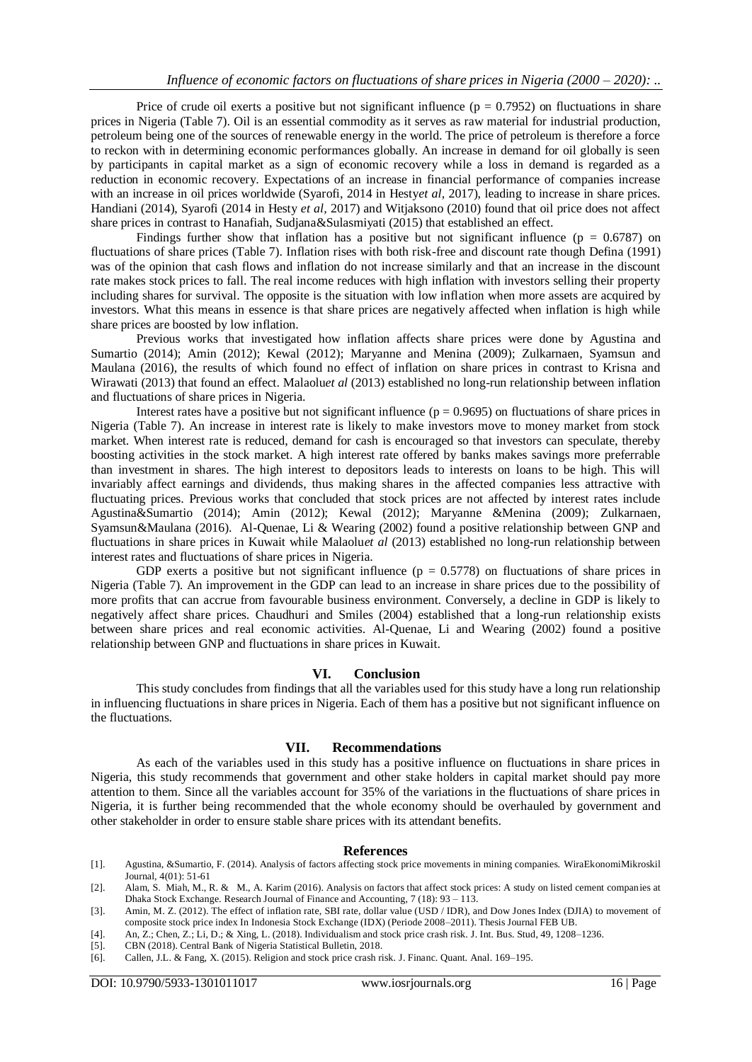Price of crude oil exerts a positive but not significant influence ($p = 0.7952$) on fluctuations in share prices in Nigeria (Table 7). Oil is an essential commodity as it serves as raw material for industrial production, petroleum being one of the sources of renewable energy in the world. The price of petroleum is therefore a force to reckon with in determining economic performances globally. An increase in demand for oil globally is seen by participants in capital market as a sign of economic recovery while a loss in demand is regarded as a reduction in economic recovery. Expectations of an increase in financial performance of companies increase with an increase in oil prices worldwide (Syarofi, 2014 in Hesty*et al,* 2017), leading to increase in share prices. Handiani (2014), Syarofi (2014 in Hesty *et al,* 2017) and Witjaksono (2010) found that oil price does not affect share prices in contrast to Hanafiah, Sudjana&Sulasmiyati (2015) that established an effect.

Findings further show that inflation has a positive but not significant influence ($p = 0.6787$) on fluctuations of share prices (Table 7). Inflation rises with both risk-free and discount rate though Defina (1991) was of the opinion that cash flows and inflation do not increase similarly and that an increase in the discount rate makes stock prices to fall. The real income reduces with high inflation with investors selling their property including shares for survival. The opposite is the situation with low inflation when more assets are acquired by investors. What this means in essence is that share prices are negatively affected when inflation is high while share prices are boosted by low inflation.

Previous works that investigated how inflation affects share prices were done by Agustina and Sumartio (2014); Amin (2012); Kewal (2012); Maryanne and Menina (2009); Zulkarnaen, Syamsun and Maulana (2016), the results of which found no effect of inflation on share prices in contrast to Krisna and Wirawati (2013) that found an effect. Malaolu*et al* (2013) established no long-run relationship between inflation and fluctuations of share prices in Nigeria.

Interest rates have a positive but not significant influence ($p = 0.9695$) on fluctuations of share prices in Nigeria (Table 7). An increase in interest rate is likely to make investors move to money market from stock market. When interest rate is reduced, demand for cash is encouraged so that investors can speculate, thereby boosting activities in the stock market. A high interest rate offered by banks makes savings more preferrable than investment in shares. The high interest to depositors leads to interests on loans to be high. This will invariably affect earnings and dividends, thus making shares in the affected companies less attractive with fluctuating prices. Previous works that concluded that stock prices are not affected by interest rates include Agustina&Sumartio (2014); Amin (2012); Kewal (2012); Maryanne &Menina (2009); Zulkarnaen, Syamsun&Maulana (2016). Al-Quenae, Li & Wearing (2002) found a positive relationship between GNP and fluctuations in share prices in Kuwait while Malaolu*et al* (2013) established no long-run relationship between interest rates and fluctuations of share prices in Nigeria.

GDP exerts a positive but not significant influence ($p = 0.5778$) on fluctuations of share prices in Nigeria (Table 7). An improvement in the GDP can lead to an increase in share prices due to the possibility of more profits that can accrue from favourable business environment. Conversely, a decline in GDP is likely to negatively affect share prices. Chaudhuri and Smiles (2004) established that a long-run relationship exists between share prices and real economic activities. Al-Quenae, Li and Wearing (2002) found a positive relationship between GNP and fluctuations in share prices in Kuwait.

## VI. Conclusion

This study concludes from findings that all the variables used for this study have a long run relationship in influencing fluctuations in share prices in Nigeria. Each of them has a positive but not significant influence on the fluctuations.

## VII. Recommendations

As each of the variables used in this study has a positive influence on fluctuations in share prices in Nigeria, this study recommends that government and other stake holders in capital market should pay more attention to them. Since all the variables account for 35% of the variations in the fluctuations of share prices in Nigeria, it is further being recommended that the whole economy should be overhauled by government and other stakeholder in order to ensure stable share prices with its attendant benefits.

## References

[1]. Agustina, &Sumartio, F. (2014). Analysis of factors affecting stock price movements in mining companies. WiraEkonomiMikroskil Journal, 4(01): 51-61

[2]. Alam, S. Miah, M., R. & M., A. Karim (2016). Analysis on factors that affect stock prices: A study on listed cement companies at Dhaka Stock Exchange. Research Journal of Finance and Accounting, 7 (18): 93 – 113.

[3]. Amin, M. Z. (2012). The effect of inflation rate, SBI rate, dollar value (USD / IDR), and Dow Jones Index (DJIA) to movement of composite stock price index In Indonesia Stock Exchange (IDX) (Periode 2008–2011). Thesis Journal FEB UB.

[4]. An, Z.; Chen, Z.; Li, D.; & Xing, L. (2018). Individualism and stock price crash risk. J. Int. Bus. Stud, 49, 1208–1236.

[5]. CBN (2018). Central Bank of Nigeria Statistical Bulletin, 2018.

[6]. Callen, J.L. & Fang, X. (2015). Religion and stock price crash risk. J. Financ. Quant. Anal. 169–195.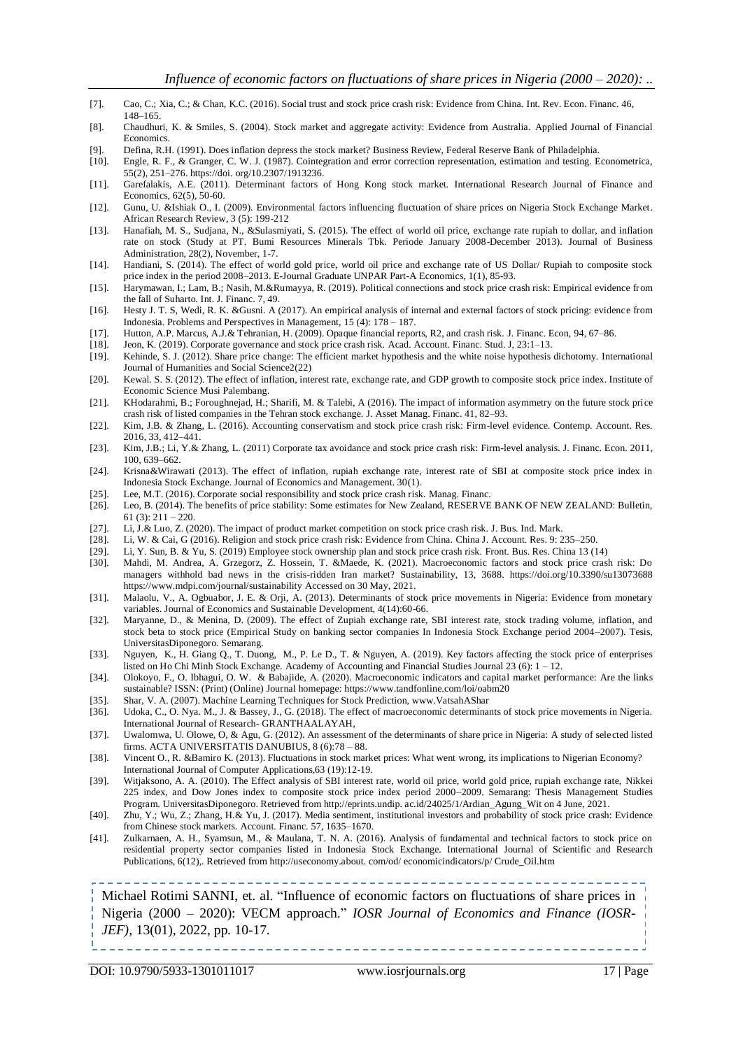[7]. Cao, C.; Xia, C.; & Chan, K.C. (2016). Social trust and stock price crash risk: Evidence from China. Int. Rev. Econ. Financ. 46, 148–165.

[8]. Chaudhuri, K. & Smiles, S. (2004). Stock market and aggregate activity: Evidence from Australia. Applied Journal of Financial Economics.

[9]. Defina, R.H. (1991). Does inflation depress the stock market? Business Review, Federal Reserve Bank of Philadelphia.

[10]. Engle, R. F., & Granger, C. W. J. (1987). Cointegration and error correction representation, estimation and testing. Econometrica, 55(2), 251–276. https://doi. org/10.2307/1913236.

[11]. Garefalakis, A.E. (2011). Determinant factors of Hong Kong stock market. International Research Journal of Finance and Economics, 62(5), 50-60.

[12]. Gunu, U. &Ishiak O., I. (2009). Environmental factors influencing fluctuation of share prices on Nigeria Stock Exchange Market. African Research Review, 3 (5): 199-212

[13]. Hanafiah, M. S., Sudjana, N., &Sulasmiyati, S. (2015). The effect of world oil price, exchange rate rupiah to dollar, and inflation rate on stock (Study at PT. Bumi Resources Minerals Tbk. Periode January 2008-December 2013). Journal of Business Administration, 28(2), November, 1-7.

[14]. Handiani, S. (2014). The effect of world gold price, world oil price and exchange rate of US Dollar/ Rupiah to composite stock price index in the period 2008–2013. E-Journal Graduate UNPAR Part-A Economics, 1(1), 85-93.

[15]. Harymawan, I.; Lam, B.; Nasih, M.&Rumayya, R. (2019). Political connections and stock price crash risk: Empirical evidence from the fall of Suharto. Int. J. Financ. 7, 49.

[16]. Hesty J. T. S, Wedi, R. K. &Gusni. A (2017). An empirical analysis of internal and external factors of stock pricing: evidence from Indonesia. Problems and Perspectives in Management, 15 (4): 178 – 187.

[17]. Hutton, A.P. Marcus, A.J.& Tehranian, H. (2009). Opaque financial reports, R2, and crash risk. J. Financ. Econ, 94, 67–86.

[18]. Jeon, K. (2019). Corporate governance and stock price crash risk. Acad. Account. Financ. Stud. J, 23:1–13.

[19]. Kehinde, S. J. (2012). Share price change: The efficient market hypothesis and the white noise hypothesis dichotomy. International Journal of Humanities and Social Science2(22)

[20]. Kewal. S. S. (2012). The effect of inflation, interest rate, exchange rate, and GDP growth to composite stock price index. Institute of Economic Science Musi Palembang.

[21]. KHodarahmi, B.; Foroughnejad, H.; Sharifi, M. & Talebi, A (2016). The impact of information asymmetry on the future stock price crash risk of listed companies in the Tehran stock exchange. J. Asset Manag. Financ. 41, 82–93.

[22]. Kim, J.B. & Zhang, L. (2016). Accounting conservatism and stock price crash risk: Firm-level evidence. Contemp. Account. Res. 2016, 33, 412–441.

[23]. Kim, J.B.; Li, Y.& Zhang, L. (2011) Corporate tax avoidance and stock price crash risk: Firm-level analysis. J. Financ. Econ. 2011, 100, 639–662.

[24]. Krisna&Wirawati (2013). The effect of inflation, rupiah exchange rate, interest rate of SBI at composite stock price index in Indonesia Stock Exchange. Journal of Economics and Management. 30(1).

[25]. Lee, M.T. (2016). Corporate social responsibility and stock price crash risk. Manag. Financ.

[26]. Leo, B. (2014). The benefits of price stability: Some estimates for New Zealand, RESERVE BANK OF NEW ZEALAND: Bulletin, 61 (3): 211 – 220.

[27]. Li, J.& Luo, Z. (2020). The impact of product market competition on stock price crash risk. J. Bus. Ind. Mark.

[28]. Li, W. & Cai, G (2016). Religion and stock price crash risk: Evidence from China. China J. Account. Res. 9: 235–250.

[29]. Li, Y. Sun, B. & Yu, S. (2019) Employee stock ownership plan and stock price crash risk. Front. Bus. Res. China 13 (14)

[30]. Mahdi, M. Andrea, A. Grzegorz, Z. Hossein, T. &Maede, K. (2021). Macroeconomic factors and stock price crash risk: Do managers withhold bad news in the crisis-ridden Iran market? Sustainability, 13, 3688. https://doi.org/10.3390/su13073688 https://www.mdpi.com/journal/sustainability Accessed on 30 May, 2021.

[31]. Malaolu, V., A. Ogbuabor, J. E. & Orji, A. (2013). Determinants of stock price movements in Nigeria: Evidence from monetary variables. Journal of Economics and Sustainable Development, 4(14):60-66.

[32]. Maryanne, D., & Menina, D. (2009). The effect of Zupiah exchange rate, SBI interest rate, stock trading volume, inflation, and stock beta to stock price (Empirical Study on banking sector companies In Indonesia Stock Exchange period 2004–2007). Tesis, UniversitasDiponegoro. Semarang.

[33]. Nguyen, K., H. Giang Q., T. Duong, M., P. Le D., T. & Nguyen, A. (2019). Key factors affecting the stock price of enterprises listed on Ho Chi Minh Stock Exchange. Academy of Accounting and Financial Studies Journal 23 (6): 1 – 12.

[34]. Olokoyo, F., O. Ibhagui, O. W. & Babajide, A. (2020). Macroeconomic indicators and capital market performance: Are the links sustainable? ISSN: (Print) (Online) Journal homepage: https://www.tandfonline.com/loi/oabm20

[35]. Shar, V. A. (2007). Machine Learning Techniques for Stock Prediction, www.VatsahAShar

[36]. Udoka, C., O. Nya. M., J. & Bassey, J., G. (2018). The effect of macroeconomic determinants of stock price movements in Nigeria. International Journal of Research- GRANTHAALAYAH,

[37]. Uwalomwa, U. Olowe, O, & Agu, G. (2012). An assessment of the determinants of share price in Nigeria: A study of selected listed firms. ACTA UNIVERSITATIS DANUBIUS, 8 (6):78 – 88.

[38]. Vincent O., R. &Bamiro K. (2013). Fluctuations in stock market prices: What went wrong, its implications to Nigerian Economy? International Journal of Computer Applications,63 (19):12-19.

[39]. Witjaksono, A. A. (2010). The Effect analysis of SBI interest rate, world oil price, world gold price, rupiah exchange rate, Nikkei 225 index, and Dow Jones index to composite stock price index period 2000–2009. Semarang: Thesis Management Studies Program. UniversitasDiponegoro. Retrieved from http://eprints.undip. ac.id/24025/1/Ardian_Agung_Wit on 4 June, 2021.

[40]. Zhu, Y.; Wu, Z.; Zhang, H.& Yu, J. (2017). Media sentiment, institutional investors and probability of stock price crash: Evidence from Chinese stock markets. Account. Financ. 57, 1635–1670.

[41]. Zulkarnaen, A. H., Syamsun, M., & Maulana, T. N. A. (2016). Analysis of fundamental and technical factors to stock price on residential property sector companies listed in Indonesia Stock Exchange. International Journal of Scientific and Research Publications, 6(12),. Retrieved from http://useconomy.about. com/od/ economicindicators/p/ Crude_Oil.htm

Michael Rotimi SANNI, et. al. "Influence of economic factors on fluctuations of share prices in Nigeria (2000 – 2020): VECM approach." *IOSR Journal of Economics and Finance (IOSR-JEF),* 13(01), 2022, pp. 10-17.